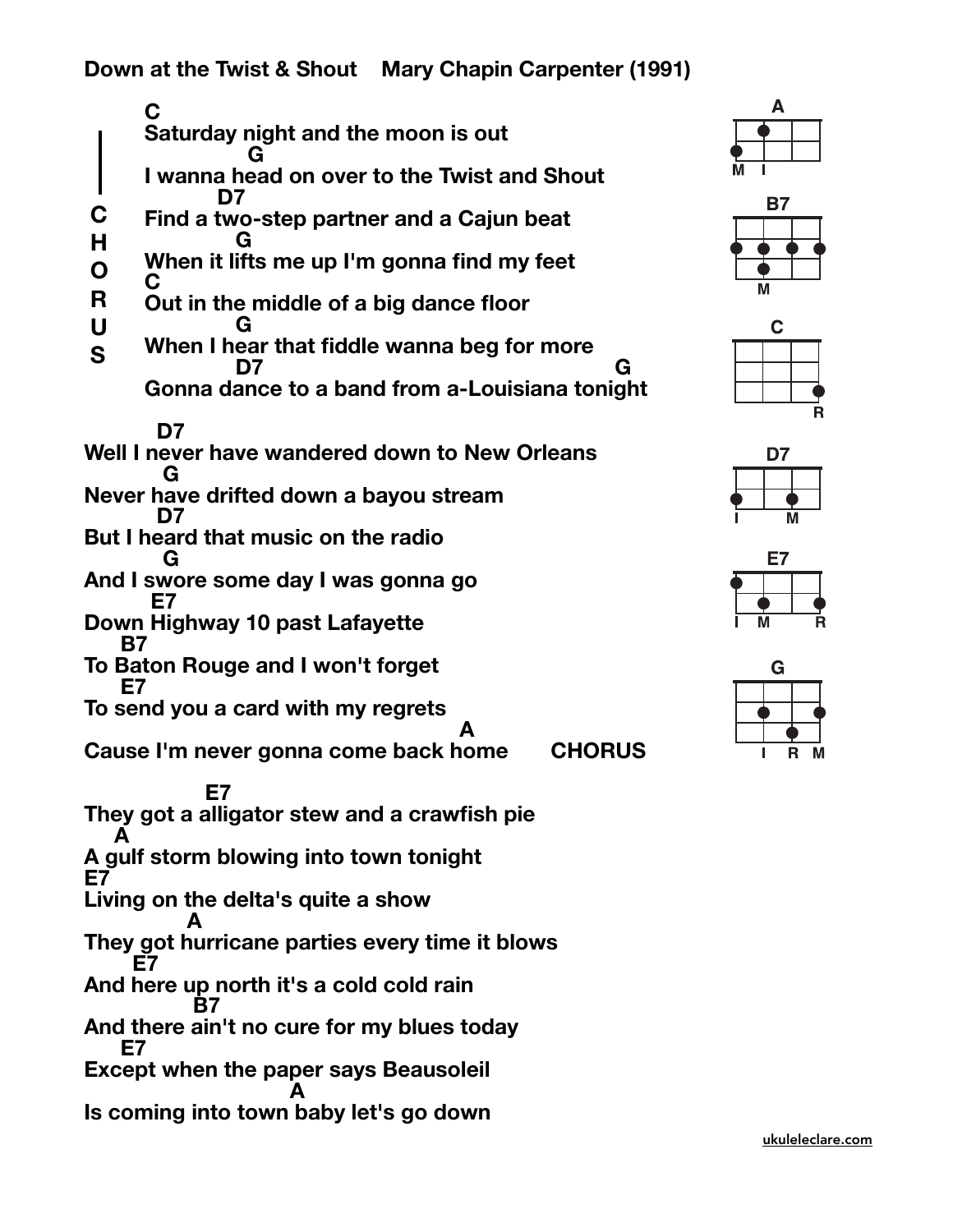# Down at the Twist & Shout    Mary Chapin Carpenter (1991)

**CHORUS**

```
C
Saturday night and the moon is out
             G
I wanna head on over to the Twist and Shout
         D7
Find a two-step partner and a Cajun beat
           G
When it lifts me up I'm gonna find my feet
C
Out in the middle of a big dance floor
           G
When I hear that fiddle wanna beg for more
           D7                                      G
Gonna dance to a band from a-Louisiana tonight
```

```
        D7
Well I never have wandered down to New Orleans
         G
Never have drifted down a bayou stream
        D7
But I heard that music on the radio
         G
And I swore some day I was gonna go
        E7
Down Highway 10 past Lafayette
    B7
To Baton Rouge and I won't forget
    E7
To send you a card with my regrets
                                           A
Cause I'm never gonna come back home       CHORUS
```

```
              E7
They got a alligator stew and a crawfish pie
   A
A gulf storm blowing into town tonight
E7
Living on the delta's quite a show
           A
They got hurricane parties every time it blows
     E7
And here up north it's a cold cold rain
              B7
And there ain't no cure for my blues today
    E7
Except when the paper says Beausoleil
                          A
Is coming into town baby let's go down
```

**Chord diagrams:** A, B7, C, D7, E7, G

ukuleleclare.com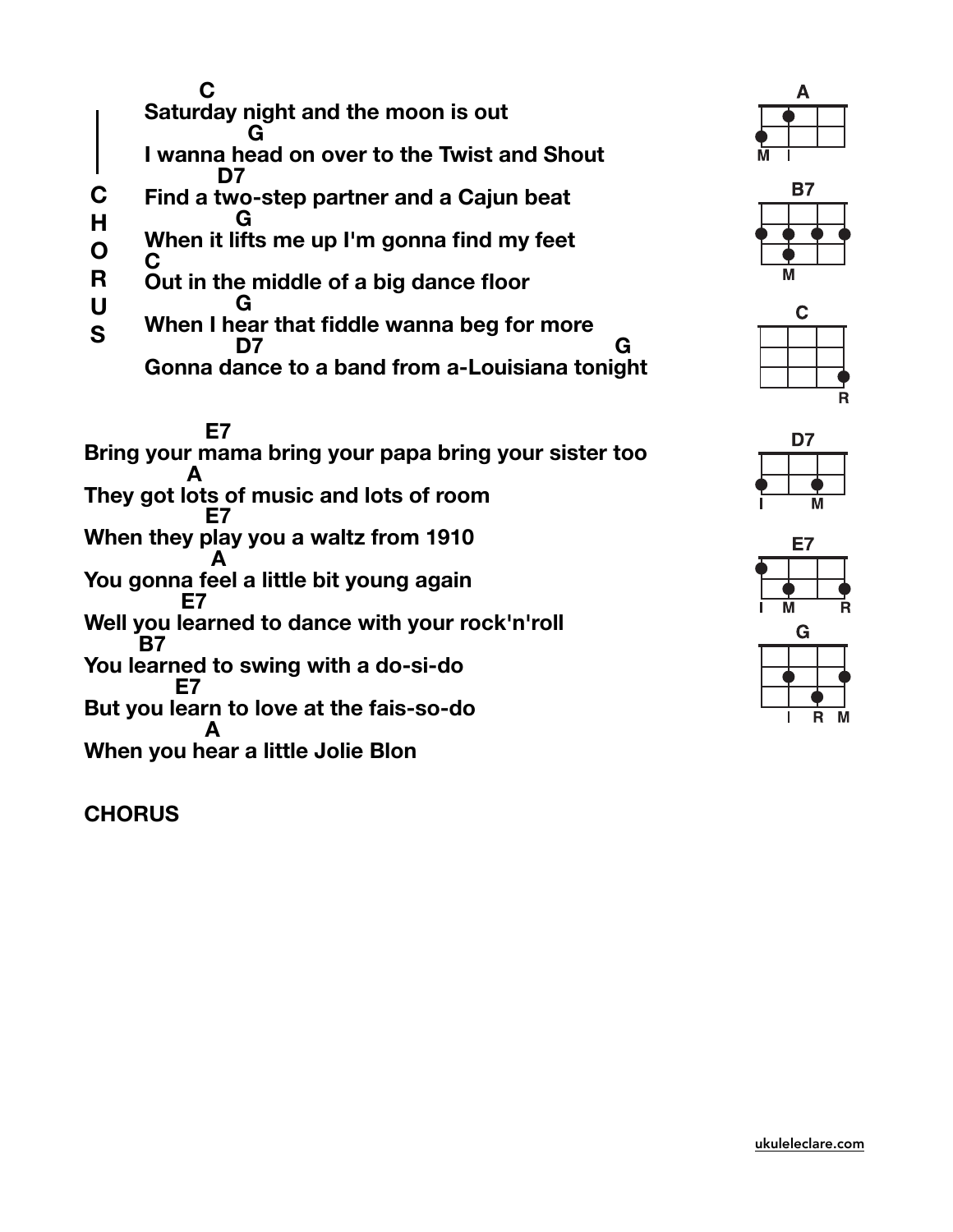**CHORUS**

```
         C
Saturday night and the moon is out
             G
I wanna head on over to the Twist and Shout
          D7
Find a two-step partner and a Cajun beat
            G
When it lifts me up I'm gonna find my feet
C
Out in the middle of a big dance floor
            G
When I hear that fiddle wanna beg for more
             D7                                         G
Gonna dance to a band from a-Louisiana tonight
```

```
              E7
Bring your mama bring your papa bring your sister too
            A
They got lots of music and lots of room
              E7
When they play you a waltz from 1910
               A
You gonna feel a little bit young again
            E7
Well you learned to dance with your rock'n'roll
     B7
You learned to swing with a do-si-do
           E7
But you learn to love at the fais-so-do
               A
When you hear a little Jolie Blon
```

**CHORUS**

ukuleleclare.com